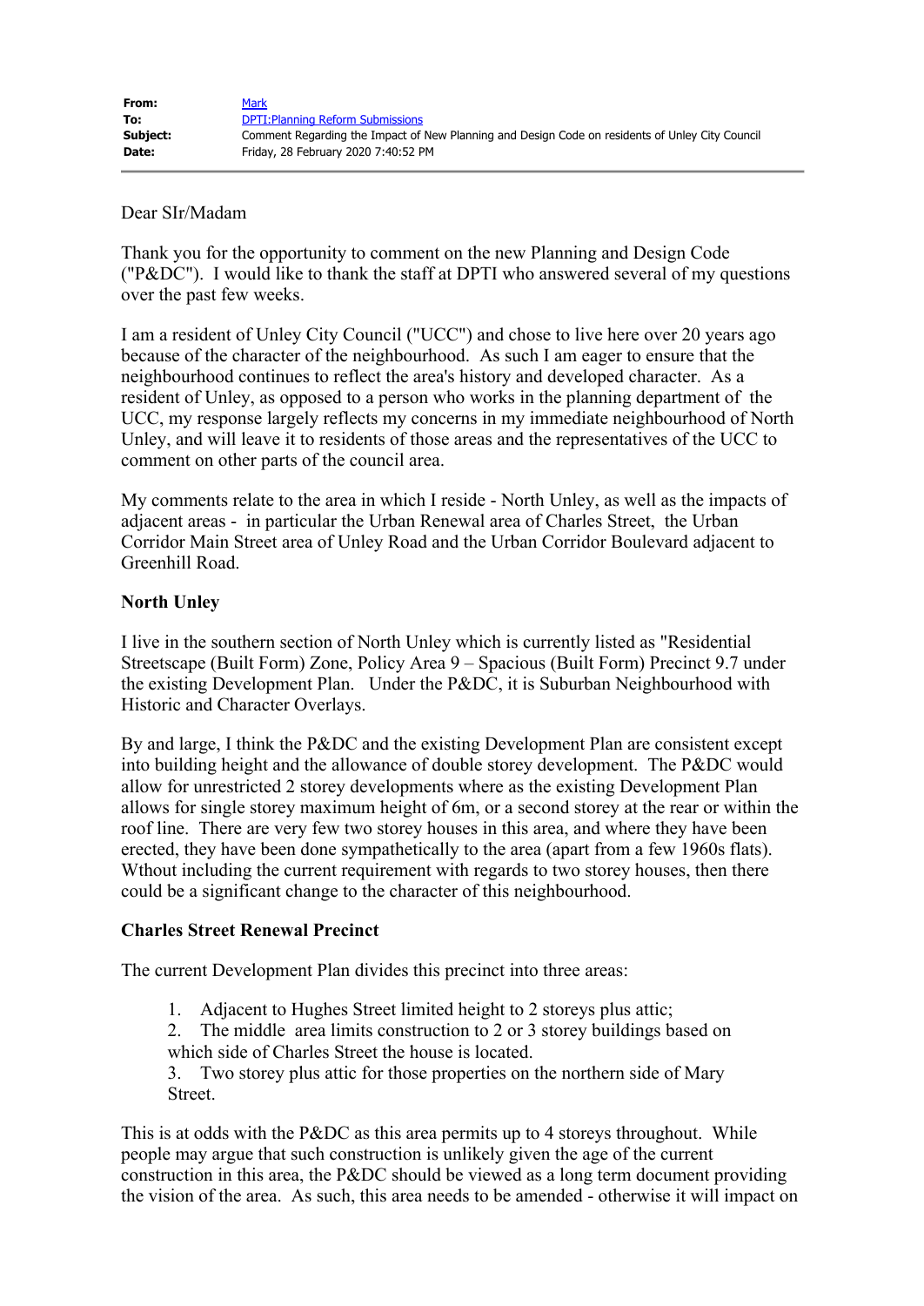**From:** Mark
**To:** DPTI:Planning Reform Submissions
**Subject:** Comment Regarding the Impact of New Planning and Design Code on residents of Unley City Council
**Date:** Friday, 28 February 2020 7:40:52 PM

---

Dear SIr/Madam

Thank you for the opportunity to comment on the new Planning and Design Code ("P&DC"). I would like to thank the staff at DPTI who answered several of my questions over the past few weeks.

I am a resident of Unley City Council ("UCC") and chose to live here over 20 years ago because of the character of the neighbourhood. As such I am eager to ensure that the neighbourhood continues to reflect the area's history and developed character. As a resident of Unley, as opposed to a person who works in the planning department of the UCC, my response largely reflects my concerns in my immediate neighbourhood of North Unley, and will leave it to residents of those areas and the representatives of the UCC to comment on other parts of the council area.

My comments relate to the area in which I reside - North Unley, as well as the impacts of adjacent areas - in particular the Urban Renewal area of Charles Street, the Urban Corridor Main Street area of Unley Road and the Urban Corridor Boulevard adjacent to Greenhill Road.

**North Unley**

I live in the southern section of North Unley which is currently listed as "Residential Streetscape (Built Form) Zone, Policy Area 9 – Spacious (Built Form) Precinct 9.7 under the existing Development Plan. Under the P&DC, it is Suburban Neighbourhood with Historic and Character Overlays.

By and large, I think the P&DC and the existing Development Plan are consistent except into building height and the allowance of double storey development. The P&DC would allow for unrestricted 2 storey developments where as the existing Development Plan allows for single storey maximum height of 6m, or a second storey at the rear or within the roof line. There are very few two storey houses in this area, and where they have been erected, they have been done sympathetically to the area (apart from a few 1960s flats). Wthout including the current requirement with regards to two storey houses, then there could be a significant change to the character of this neighbourhood.

**Charles Street Renewal Precinct**

The current Development Plan divides this precinct into three areas:

1. Adjacent to Hughes Street limited height to 2 storeys plus attic;
2. The middle area limits construction to 2 or 3 storey buildings based on which side of Charles Street the house is located.
3. Two storey plus attic for those properties on the northern side of Mary Street.

This is at odds with the P&DC as this area permits up to 4 storeys throughout. While people may argue that such construction is unlikely given the age of the current construction in this area, the P&DC should be viewed as a long term document providing the vision of the area. As such, this area needs to be amended - otherwise it will impact on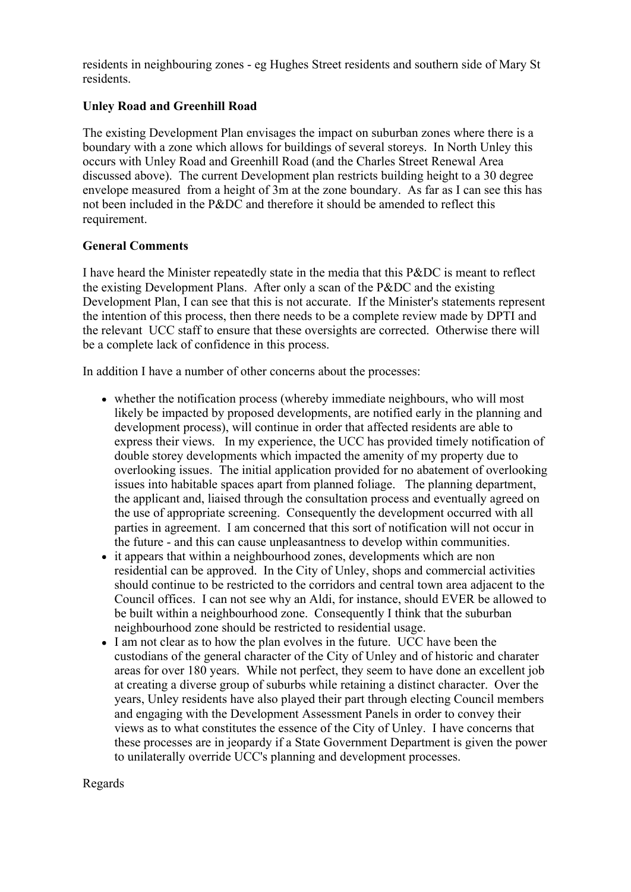residents in neighbouring zones - eg Hughes Street residents and southern side of Mary St residents.

**Unley Road and Greenhill Road**

The existing Development Plan envisages the impact on suburban zones where there is a boundary with a zone which allows for buildings of several storeys. In North Unley this occurs with Unley Road and Greenhill Road (and the Charles Street Renewal Area discussed above). The current Development plan restricts building height to a 30 degree envelope measured from a height of 3m at the zone boundary. As far as I can see this has not been included in the P&DC and therefore it should be amended to reflect this requirement.

**General Comments**

I have heard the Minister repeatedly state in the media that this P&DC is meant to reflect the existing Development Plans. After only a scan of the P&DC and the existing Development Plan, I can see that this is not accurate. If the Minister's statements represent the intention of this process, then there needs to be a complete review made by DPTI and the relevant UCC staff to ensure that these oversights are corrected. Otherwise there will be a complete lack of confidence in this process.

In addition I have a number of other concerns about the processes:

- whether the notification process (whereby immediate neighbours, who will most likely be impacted by proposed developments, are notified early in the planning and development process), will continue in order that affected residents are able to express their views. In my experience, the UCC has provided timely notification of double storey developments which impacted the amenity of my property due to overlooking issues. The initial application provided for no abatement of overlooking issues into habitable spaces apart from planned foliage. The planning department, the applicant and, liaised through the consultation process and eventually agreed on the use of appropriate screening. Consequently the development occurred with all parties in agreement. I am concerned that this sort of notification will not occur in the future - and this can cause unpleasantness to develop within communities.
- it appears that within a neighbourhood zones, developments which are non residential can be approved. In the City of Unley, shops and commercial activities should continue to be restricted to the corridors and central town area adjacent to the Council offices. I can not see why an Aldi, for instance, should EVER be allowed to be built within a neighbourhood zone. Consequently I think that the suburban neighbourhood zone should be restricted to residential usage.
- I am not clear as to how the plan evolves in the future. UCC have been the custodians of the general character of the City of Unley and of historic and charater areas for over 180 years. While not perfect, they seem to have done an excellent job at creating a diverse group of suburbs while retaining a distinct character. Over the years, Unley residents have also played their part through electing Council members and engaging with the Development Assessment Panels in order to convey their views as to what constitutes the essence of the City of Unley. I have concerns that these processes are in jeopardy if a State Government Department is given the power to unilaterally override UCC's planning and development processes.

Regards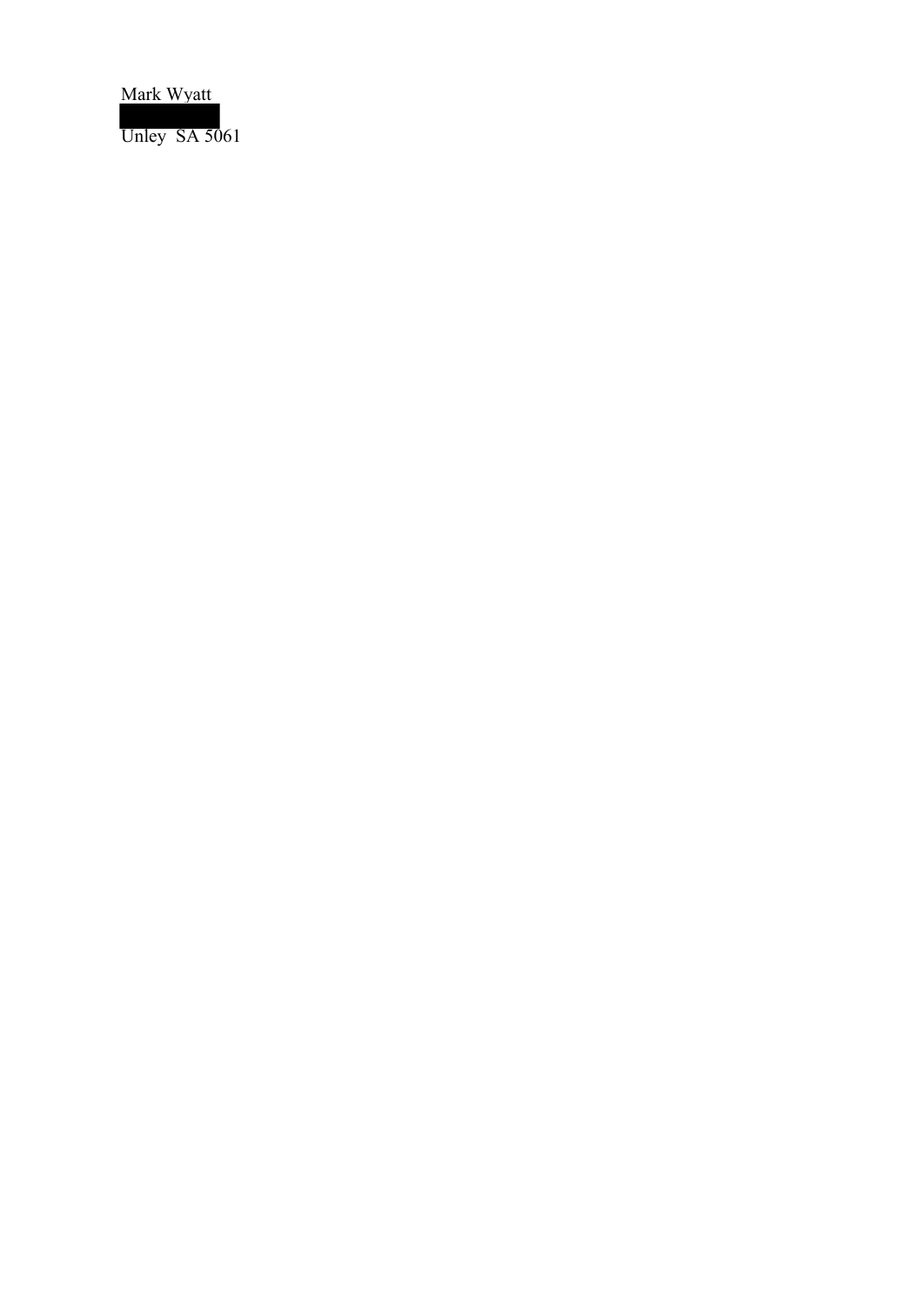Mark Wyatt

Unley SA 5061